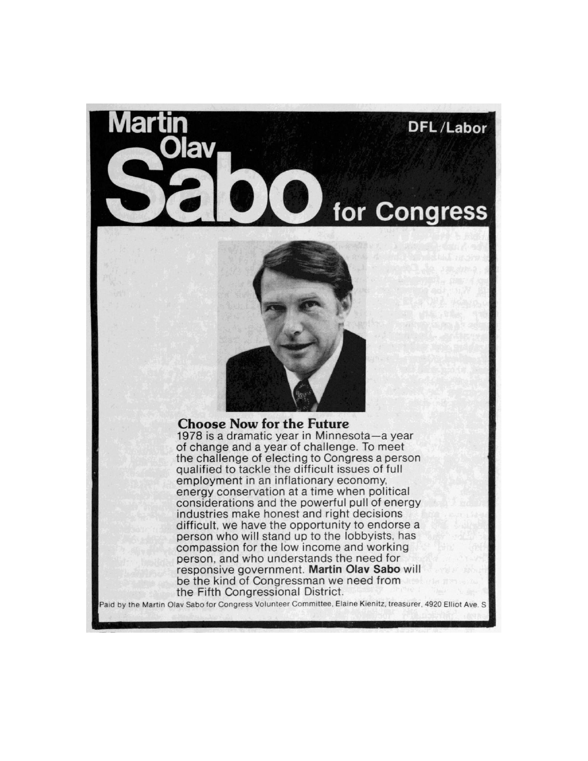# Martin Olav Sabo for Congress

DFL/Labor

## Choose Now for the Future

1978 is a dramatic year in Minnesota—a year of change and a year of challenge. To meet the challenge of electing to Congress a person qualified to tackle the difficult issues of full employment in an inflationary economy, energy conservation at a time when political considerations and the powerful pull of energy industries make honest and right decisions difficult, we have the opportunity to endorse a person who will stand up to the lobbyists, has compassion for the low income and working person, and who understands the need for responsive government. **Martin Olav Sabo** will be the kind of Congressman we need from the Fifth Congressional District.

Paid by the Martin Olav Sabo for Congress Volunteer Committee, Elaine Kienitz, treasurer, 4920 Elliot Ave. S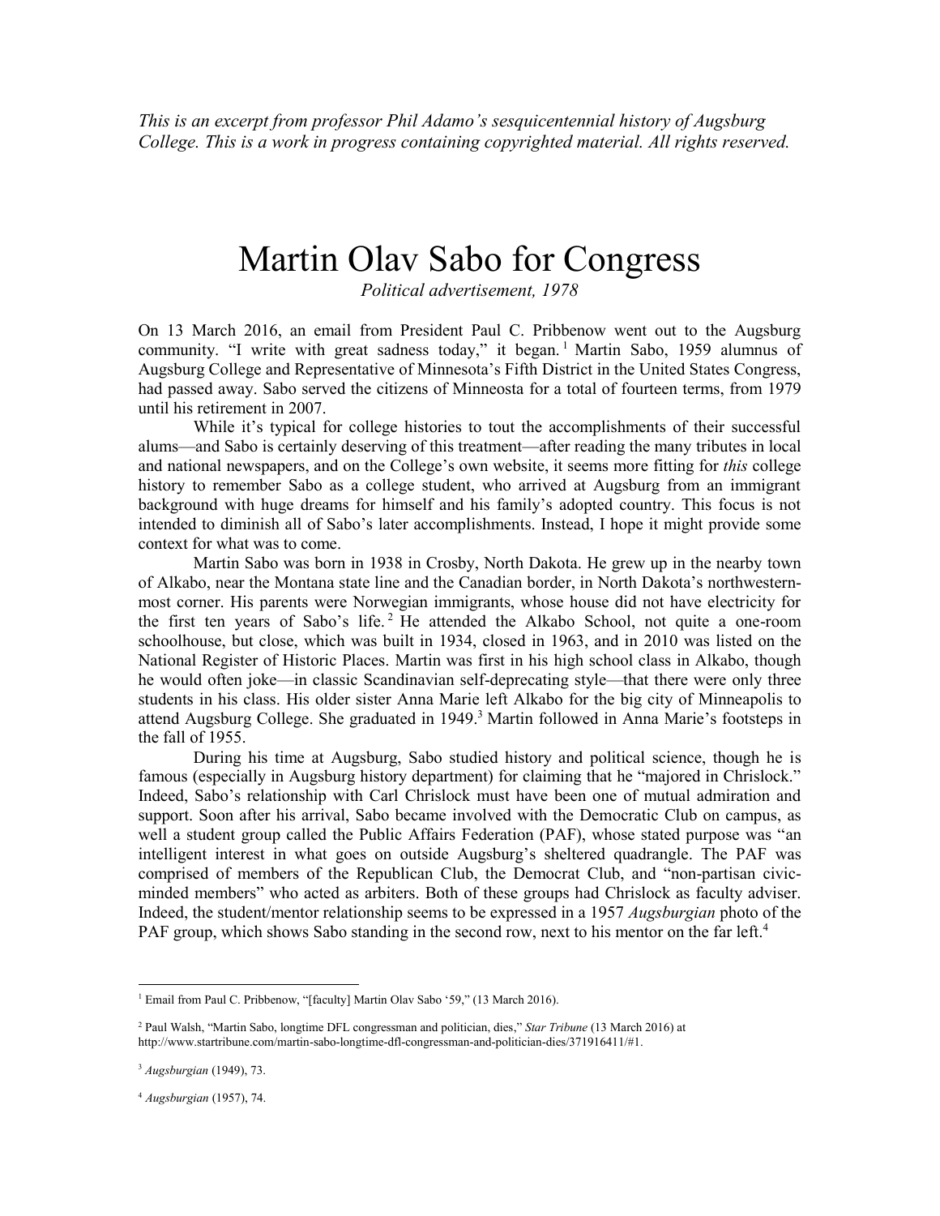*This is an excerpt from professor Phil Adamo's sesquicentennial history of Augsburg College. This is a work in progress containing copyrighted material. All rights reserved.*

# Martin Olav Sabo for Congress

*Political advertisement, 1978*

On 13 March 2016, an email from President Paul C. Pribbenow went out to the Augsburg community. "I write with great sadness today," it began.[1] Martin Sabo, 1959 alumnus of Augsburg College and Representative of Minnesota's Fifth District in the United States Congress, had passed away. Sabo served the citizens of Minneosta for a total of fourteen terms, from 1979 until his retirement in 2007.

While it's typical for college histories to tout the accomplishments of their successful alums—and Sabo is certainly deserving of this treatment—after reading the many tributes in local and national newspapers, and on the College's own website, it seems more fitting for *this* college history to remember Sabo as a college student, who arrived at Augsburg from an immigrant background with huge dreams for himself and his family's adopted country. This focus is not intended to diminish all of Sabo's later accomplishments. Instead, I hope it might provide some context for what was to come.

Martin Sabo was born in 1938 in Crosby, North Dakota. He grew up in the nearby town of Alkabo, near the Montana state line and the Canadian border, in North Dakota's northwestern-most corner. His parents were Norwegian immigrants, whose house did not have electricity for the first ten years of Sabo's life.[2] He attended the Alkabo School, not quite a one-room schoolhouse, but close, which was built in 1934, closed in 1963, and in 2010 was listed on the National Register of Historic Places. Martin was first in his high school class in Alkabo, though he would often joke—in classic Scandinavian self-deprecating style—that there were only three students in his class. His older sister Anna Marie left Alkabo for the big city of Minneapolis to attend Augsburg College. She graduated in 1949.[3] Martin followed in Anna Marie's footsteps in the fall of 1955.

During his time at Augsburg, Sabo studied history and political science, though he is famous (especially in Augsburg history department) for claiming that he "majored in Chrislock." Indeed, Sabo's relationship with Carl Chrislock must have been one of mutual admiration and support. Soon after his arrival, Sabo became involved with the Democratic Club on campus, as well a student group called the Public Affairs Federation (PAF), whose stated purpose was "an intelligent interest in what goes on outside Augsburg's sheltered quadrangle. The PAF was comprised of members of the Republican Club, the Democrat Club, and "non-partisan civic-minded members" who acted as arbiters. Both of these groups had Chrislock as faculty adviser. Indeed, the student/mentor relationship seems to be expressed in a 1957 *Augsburgian* photo of the PAF group, which shows Sabo standing in the second row, next to his mentor on the far left.[4]

---

[1] Email from Paul C. Pribbenow, "[faculty] Martin Olav Sabo '59," (13 March 2016).

[2] Paul Walsh, "Martin Sabo, longtime DFL congressman and politician, dies," *Star Tribune* (13 March 2016) at http://www.startribune.com/martin-sabo-longtime-dfl-congressman-and-politician-dies/371916411/#1.

[3] *Augsburgian* (1949), 73.

[4] *Augsburgian* (1957), 74.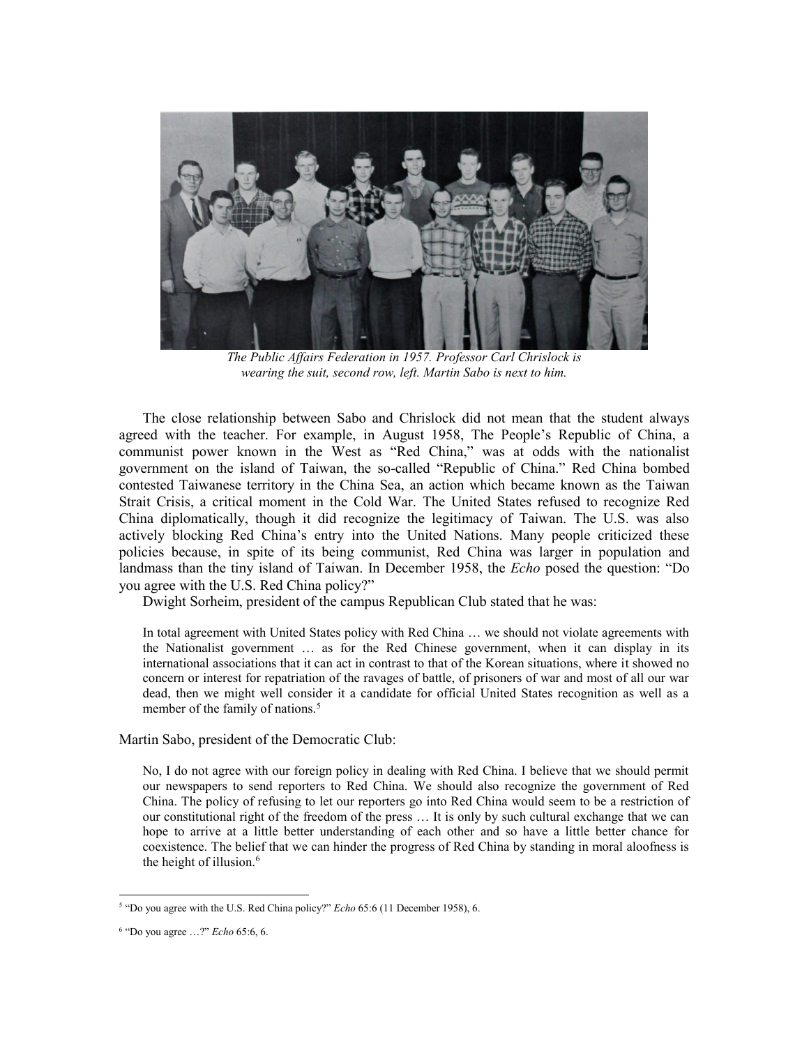*The Public Affairs Federation in 1957. Professor Carl Chrislock is wearing the suit, second row, left. Martin Sabo is next to him.*

The close relationship between Sabo and Chrislock did not mean that the student always agreed with the teacher. For example, in August 1958, The People's Republic of China, a communist power known in the West as "Red China," was at odds with the nationalist government on the island of Taiwan, the so-called "Republic of China." Red China bombed contested Taiwanese territory in the China Sea, an action which became known as the Taiwan Strait Crisis, a critical moment in the Cold War. The United States refused to recognize Red China diplomatically, though it did recognize the legitimacy of Taiwan. The U.S. was also actively blocking Red China's entry into the United Nations. Many people criticized these policies because, in spite of its being communist, Red China was larger in population and landmass than the tiny island of Taiwan. In December 1958, the *Echo* posed the question: "Do you agree with the U.S. Red China policy?"

Dwight Sorheim, president of the campus Republican Club stated that he was:

> In total agreement with United States policy with Red China … we should not violate agreements with the Nationalist government … as for the Red Chinese government, when it can display in its international associations that it can act in contrast to that of the Korean situations, where it showed no concern or interest for repatriation of the ravages of battle, of prisoners of war and most of all our war dead, then we might well consider it a candidate for official United States recognition as well as a member of the family of nations.[5]

Martin Sabo, president of the Democratic Club:

> No, I do not agree with our foreign policy in dealing with Red China. I believe that we should permit our newspapers to send reporters to Red China. We should also recognize the government of Red China. The policy of refusing to let our reporters go into Red China would seem to be a restriction of our constitutional right of the freedom of the press … It is only by such cultural exchange that we can hope to arrive at a little better understanding of each other and so have a little better chance for coexistence. The belief that we can hinder the progress of Red China by standing in moral aloofness is the height of illusion.[6]

---

[5] "Do you agree with the U.S. Red China policy?" *Echo* 65:6 (11 December 1958), 6.

[6] "Do you agree …?" *Echo* 65:6, 6.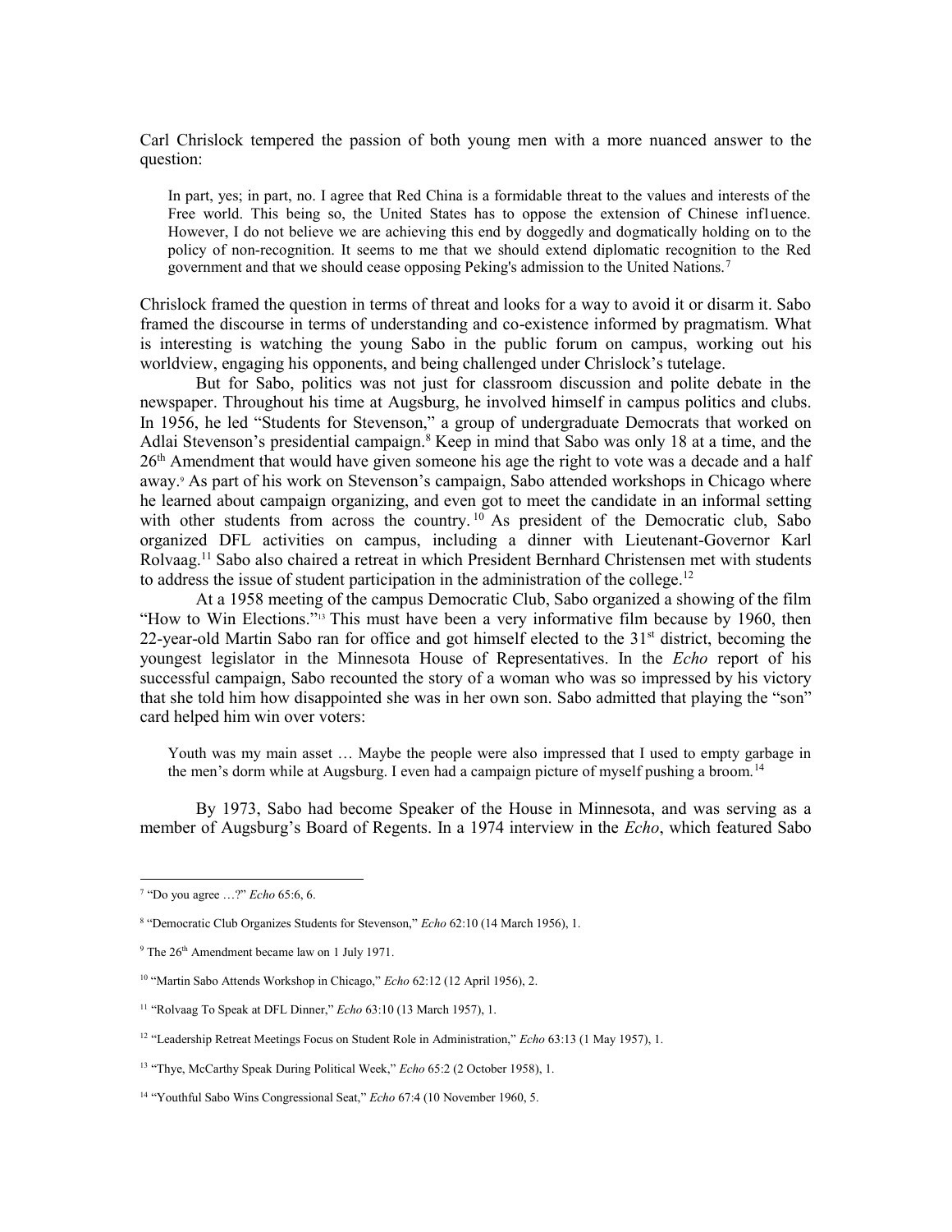Carl Chrislock tempered the passion of both young men with a more nuanced answer to the question:

> In part, yes; in part, no. I agree that Red China is a formidable threat to the values and interests of the Free world. This being so, the United States has to oppose the extension of Chinese inf1uence. However, I do not believe we are achieving this end by doggedly and dogmatically holding on to the policy of non-recognition. It seems to me that we should extend diplomatic recognition to the Red government and that we should cease opposing Peking's admission to the United Nations.[7]

Chrislock framed the question in terms of threat and looks for a way to avoid it or disarm it. Sabo framed the discourse in terms of understanding and co-existence informed by pragmatism. What is interesting is watching the young Sabo in the public forum on campus, working out his worldview, engaging his opponents, and being challenged under Chrislock's tutelage.

But for Sabo, politics was not just for classroom discussion and polite debate in the newspaper. Throughout his time at Augsburg, he involved himself in campus politics and clubs. In 1956, he led "Students for Stevenson," a group of undergraduate Democrats that worked on Adlai Stevenson's presidential campaign.[8] Keep in mind that Sabo was only 18 at a time, and the 26th Amendment that would have given someone his age the right to vote was a decade and a half away.[9] As part of his work on Stevenson's campaign, Sabo attended workshops in Chicago where he learned about campaign organizing, and even got to meet the candidate in an informal setting with other students from across the country.[10] As president of the Democratic club, Sabo organized DFL activities on campus, including a dinner with Lieutenant-Governor Karl Rolvaag.[11] Sabo also chaired a retreat in which President Bernhard Christensen met with students to address the issue of student participation in the administration of the college.[12]

At a 1958 meeting of the campus Democratic Club, Sabo organized a showing of the film "How to Win Elections."[13] This must have been a very informative film because by 1960, then 22-year-old Martin Sabo ran for office and got himself elected to the 31st district, becoming the youngest legislator in the Minnesota House of Representatives. In the *Echo* report of his successful campaign, Sabo recounted the story of a woman who was so impressed by his victory that she told him how disappointed she was in her own son. Sabo admitted that playing the "son" card helped him win over voters:

> Youth was my main asset … Maybe the people were also impressed that I used to empty garbage in the men's dorm while at Augsburg. I even had a campaign picture of myself pushing a broom.[14]

By 1973, Sabo had become Speaker of the House in Minnesota, and was serving as a member of Augsburg's Board of Regents. In a 1974 interview in the *Echo*, which featured Sabo

---

[7] "Do you agree …?" *Echo* 65:6, 6.

[8] "Democratic Club Organizes Students for Stevenson," *Echo* 62:10 (14 March 1956), 1.

[9] The 26th Amendment became law on 1 July 1971.

[10] "Martin Sabo Attends Workshop in Chicago," *Echo* 62:12 (12 April 1956), 2.

[11] "Rolvaag To Speak at DFL Dinner," *Echo* 63:10 (13 March 1957), 1.

[12] "Leadership Retreat Meetings Focus on Student Role in Administration," *Echo* 63:13 (1 May 1957), 1.

[13] "Thye, McCarthy Speak During Political Week," *Echo* 65:2 (2 October 1958), 1.

[14] "Youthful Sabo Wins Congressional Seat," *Echo* 67:4 (10 November 1960, 5.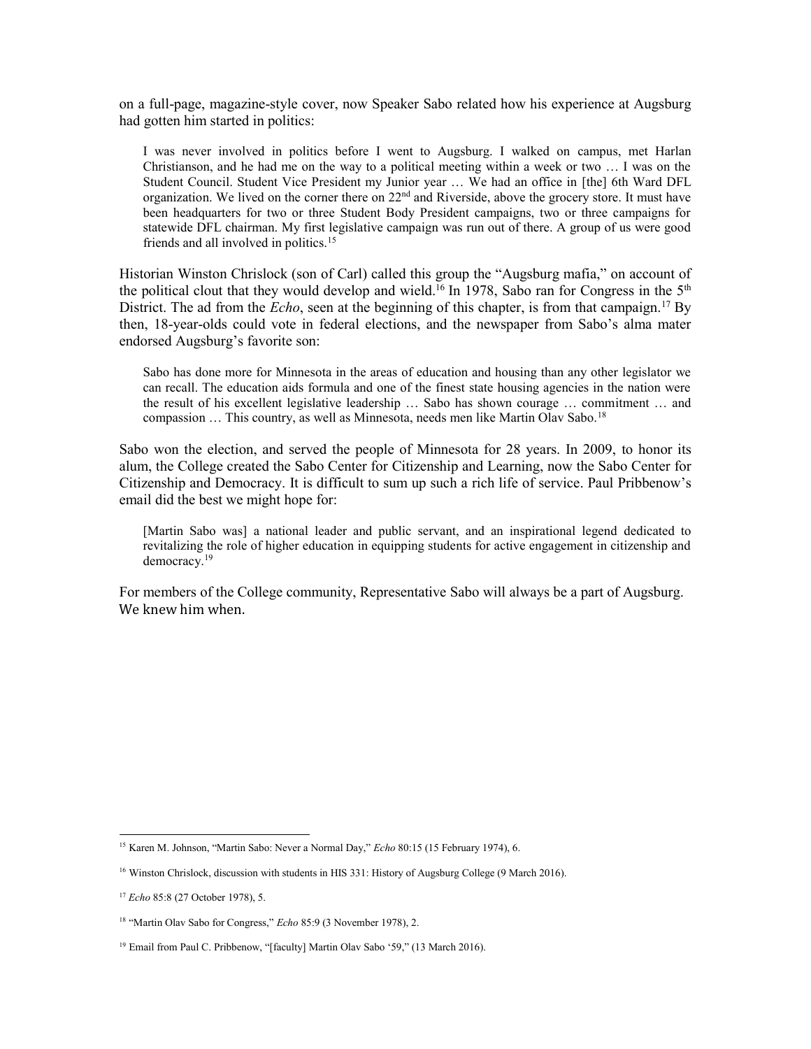on a full-page, magazine-style cover, now Speaker Sabo related how his experience at Augsburg had gotten him started in politics:

> I was never involved in politics before I went to Augsburg. I walked on campus, met Harlan Christianson, and he had me on the way to a political meeting within a week or two … I was on the Student Council. Student Vice President my Junior year … We had an office in [the] 6th Ward DFL organization. We lived on the corner there on 22nd and Riverside, above the grocery store. It must have been headquarters for two or three Student Body President campaigns, two or three campaigns for statewide DFL chairman. My first legislative campaign was run out of there. A group of us were good friends and all involved in politics.[15]

Historian Winston Chrislock (son of Carl) called this group the "Augsburg mafia," on account of the political clout that they would develop and wield.[16] In 1978, Sabo ran for Congress in the 5th District. The ad from the *Echo*, seen at the beginning of this chapter, is from that campaign.[17] By then, 18-year-olds could vote in federal elections, and the newspaper from Sabo's alma mater endorsed Augsburg's favorite son:

> Sabo has done more for Minnesota in the areas of education and housing than any other legislator we can recall. The education aids formula and one of the finest state housing agencies in the nation were the result of his excellent legislative leadership … Sabo has shown courage … commitment … and compassion … This country, as well as Minnesota, needs men like Martin Olav Sabo.[18]

Sabo won the election, and served the people of Minnesota for 28 years. In 2009, to honor its alum, the College created the Sabo Center for Citizenship and Learning, now the Sabo Center for Citizenship and Democracy. It is difficult to sum up such a rich life of service. Paul Pribbenow's email did the best we might hope for:

> [Martin Sabo was] a national leader and public servant, and an inspirational legend dedicated to revitalizing the role of higher education in equipping students for active engagement in citizenship and democracy.[19]

For members of the College community, Representative Sabo will always be a part of Augsburg. We knew him when.

---

[15] Karen M. Johnson, "Martin Sabo: Never a Normal Day," *Echo* 80:15 (15 February 1974), 6.

[16] Winston Chrislock, discussion with students in HIS 331: History of Augsburg College (9 March 2016).

[17] *Echo* 85:8 (27 October 1978), 5.

[18] "Martin Olav Sabo for Congress," *Echo* 85:9 (3 November 1978), 2.

[19] Email from Paul C. Pribbenow, "[faculty] Martin Olav Sabo '59," (13 March 2016).